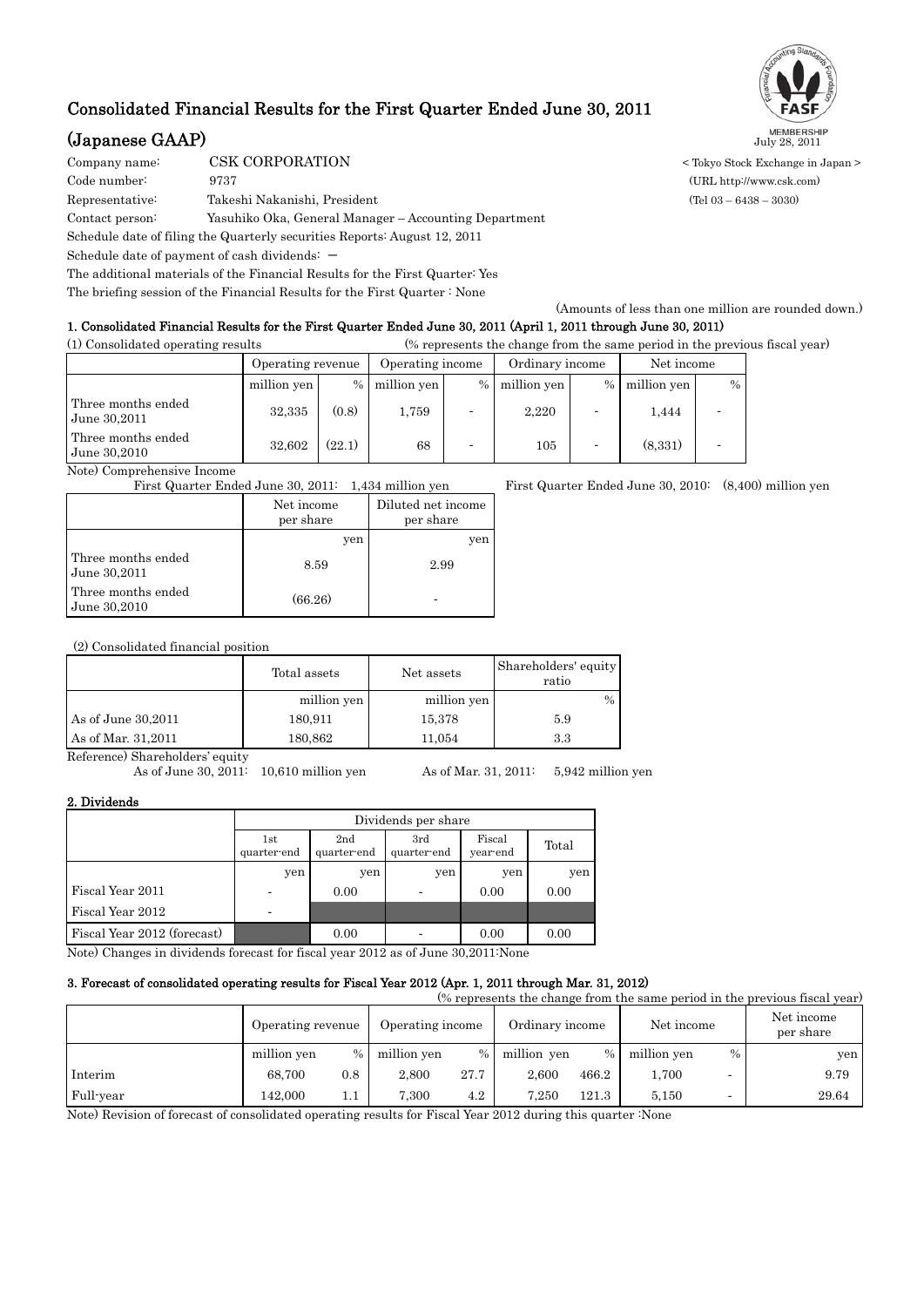# Consolidated Financial Results for the First Quarter Ended June 30, 2011

## (Japanese GAAP)

July 28, 2011

Company name: CSK CORPORATION < Tokyo Stock Exchange in Japan >

Code number: 9737 (URL http://www.csk.com)

Representative: Takeshi Nakanishi, President (Tel 03 – 6438 – 3030)

Contact person: Yasuhiko Oka, General Manager – Accounting Department

Schedule date of filing the Quarterly securities Reports: August 12, 2011

Schedule date of payment of cash dividends: －

The additional materials of the Financial Results for the First Quarter: Yes

The briefing session of the Financial Results for the First Quarter : None

(Amounts of less than one million are rounded down.)

### 1. Consolidated Financial Results for the First Quarter Ended June 30, 2011 (April 1, 2011 through June 30, 2011)

(1) Consolidated operating results (% represents the change from the same period in the previous fiscal year)

| | Operating revenue | | Operating income | | Ordinary income | | Net income | |
|---|---|---|---|---|---|---|---|---|
| | million yen | % | million yen | % | million yen | % | million yen | % |
| Three months ended June 30,2011 | 32,335 | (0.8) | 1,759 | - | 2,220 | - | 1,444 | - |
| Three months ended June 30,2010 | 32,602 | (22.1) | 68 | - | 105 | - | (8,331) | - |

Note) Comprehensive Income

First Quarter Ended June 30, 2011: 1,434 million yen First Quarter Ended June 30, 2010: (8,400) million yen

| | Net income per share | Diluted net income per share |
|---|---|---|
| | yen | yen |
| Three months ended June 30,2011 | 8.59 | 2.99 |
| Three months ended June 30,2010 | (66.26) | - |

(2) Consolidated financial position

| | Total assets | Net assets | Shareholders' equity ratio |
|---|---|---|---|
| | million yen | million yen | % |
| As of June 30,2011 | 180,911 | 15,378 | 5.9 |
| As of Mar. 31,2011 | 180,862 | 11,054 | 3.3 |

Reference) Shareholders' equity

As of June 30, 2011: 10,610 million yen As of Mar. 31, 2011: 5,942 million yen

### 2. Dividends

| | Dividends per share | | | | |
|---|---|---|---|---|---|
| | 1st quarter-end | 2nd quarter-end | 3rd quarter-end | Fiscal year-end | Total |
| | yen | yen | yen | yen | yen |
| Fiscal Year 2011 | - | 0.00 | - | 0.00 | 0.00 |
| Fiscal Year 2012 | - | | | | |
| Fiscal Year 2012 (forecast) | | 0.00 | - | 0.00 | 0.00 |

Note) Changes in dividends forecast for fiscal year 2012 as of June 30,2011:None

### 3. Forecast of consolidated operating results for Fiscal Year 2012 (Apr. 1, 2011 through Mar. 31, 2012)

(% represents the change from the same period in the previous fiscal year)

| | Operating revenue | | Operating income | | Ordinary income | | Net income | | Net income per share |
|---|---|---|---|---|---|---|---|---|---|
| | million yen | % | million yen | % | million yen | % | million yen | % | yen |
| Interim | 68,700 | 0.8 | 2,800 | 27.7 | 2,600 | 466.2 | 1,700 | - | 9.79 |
| Full-year | 142,000 | 1.1 | 7,300 | 4.2 | 7,250 | 121.3 | 5,150 | - | 29.64 |

Note) Revision of forecast of consolidated operating results for Fiscal Year 2012 during this quarter :None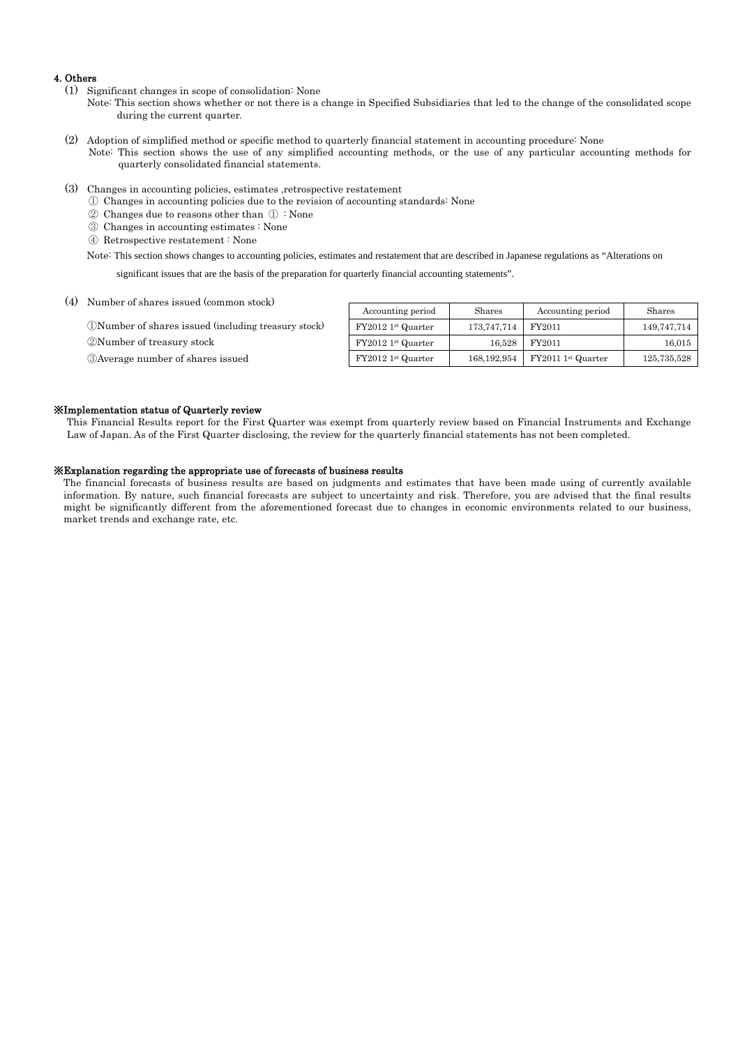## 4. Others

(1) Significant changes in scope of consolidation: None

Note: This section shows whether or not there is a change in Specified Subsidiaries that led to the change of the consolidated scope during the current quarter.

(2) Adoption of simplified method or specific method to quarterly financial statement in accounting procedure: None

Note: This section shows the use of any simplified accounting methods, or the use of any particular accounting methods for quarterly consolidated financial statements.

(3) Changes in accounting policies, estimates ,retrospective restatement

① Changes in accounting policies due to the revision of accounting standards: None

② Changes due to reasons other than ① : None

③ Changes in accounting estimates : None

④ Retrospective restatement : None

Note: This section shows changes to accounting policies, estimates and restatement that are described in Japanese regulations as "Alterations on significant issues that are the basis of the preparation for quarterly financial accounting statements".

(4) Number of shares issued (common stock)

| | Accounting period | Shares | Accounting period | Shares |
|---|---|---|---|---|
| ①Number of shares issued (including treasury stock) | FY2012 1st Quarter | 173,747,714 | FY2011 | 149,747,714 |
| ②Number of treasury stock | FY2012 1st Quarter | 16,528 | FY2011 | 16,015 |
| ③Average number of shares issued | FY2012 1st Quarter | 168,192,954 | FY2011 1st Quarter | 125,735,528 |

**※Implementation status of Quarterly review**

This Financial Results report for the First Quarter was exempt from quarterly review based on Financial Instruments and Exchange Law of Japan. As of the First Quarter disclosing, the review for the quarterly financial statements has not been completed.

**※Explanation regarding the appropriate use of forecasts of business results**

The financial forecasts of business results are based on judgments and estimates that have been made using of currently available information. By nature, such financial forecasts are subject to uncertainty and risk. Therefore, you are advised that the final results might be significantly different from the aforementioned forecast due to changes in economic environments related to our business, market trends and exchange rate, etc.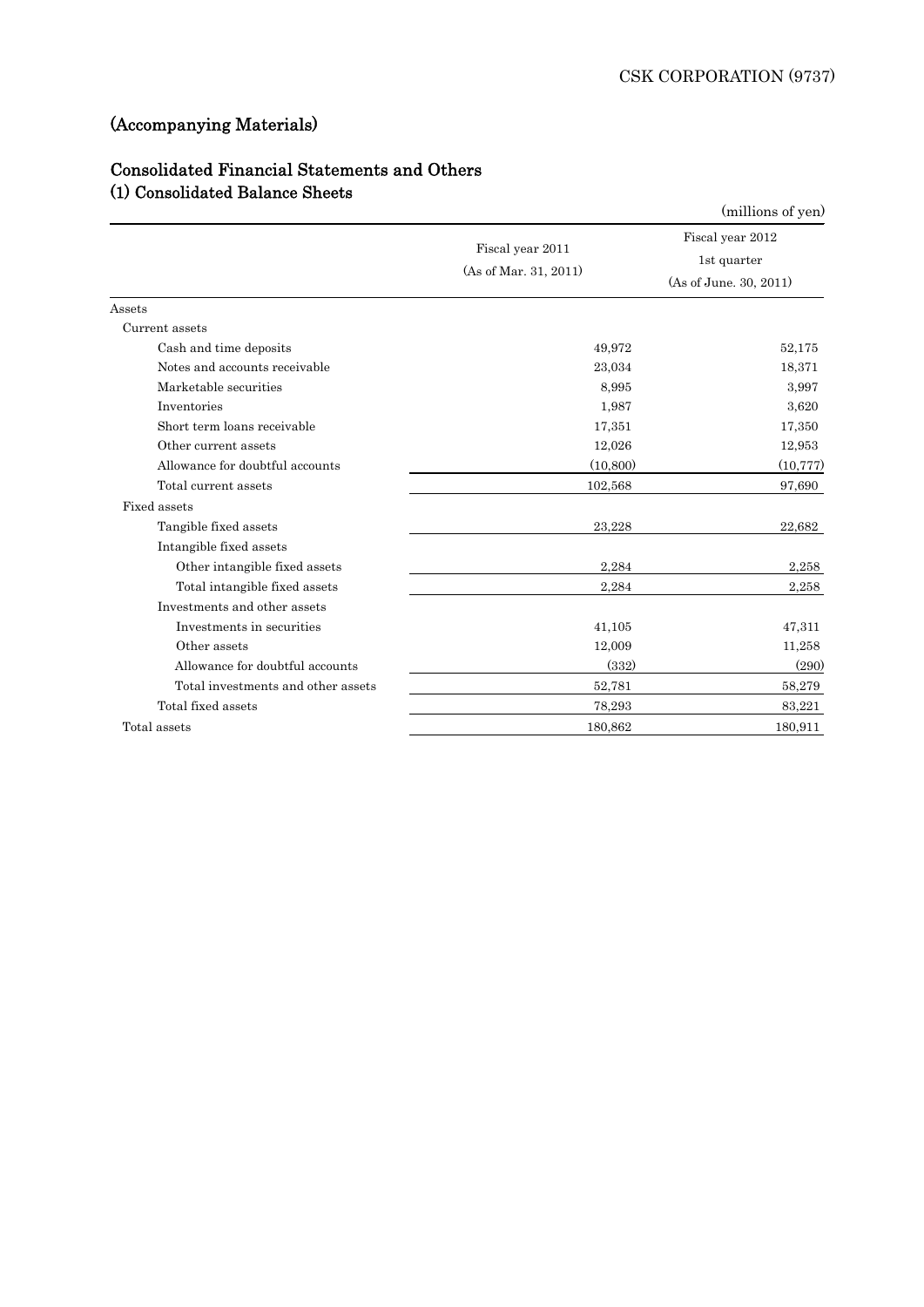# (Accompanying Materials)

## Consolidated Financial Statements and Others

### (1) Consolidated Balance Sheets

(millions of yen)

| | Fiscal year 2011 (As of Mar. 31, 2011) | Fiscal year 2012 1st quarter (As of June. 30, 2011) |
|---|---|---|
| Assets | | |
| Current assets | | |
| Cash and time deposits | 49,972 | 52,175 |
| Notes and accounts receivable | 23,034 | 18,371 |
| Marketable securities | 8,995 | 3,997 |
| Inventories | 1,987 | 3,620 |
| Short term loans receivable | 17,351 | 17,350 |
| Other current assets | 12,026 | 12,953 |
| Allowance for doubtful accounts | (10,800) | (10,777) |
| Total current assets | 102,568 | 97,690 |
| Fixed assets | | |
| Tangible fixed assets | 23,228 | 22,682 |
| Intangible fixed assets | | |
| Other intangible fixed assets | 2,284 | 2,258 |
| Total intangible fixed assets | 2,284 | 2,258 |
| Investments and other assets | | |
| Investments in securities | 41,105 | 47,311 |
| Other assets | 12,009 | 11,258 |
| Allowance for doubtful accounts | (332) | (290) |
| Total investments and other assets | 52,781 | 58,279 |
| Total fixed assets | 78,293 | 83,221 |
| Total assets | 180,862 | 180,911 |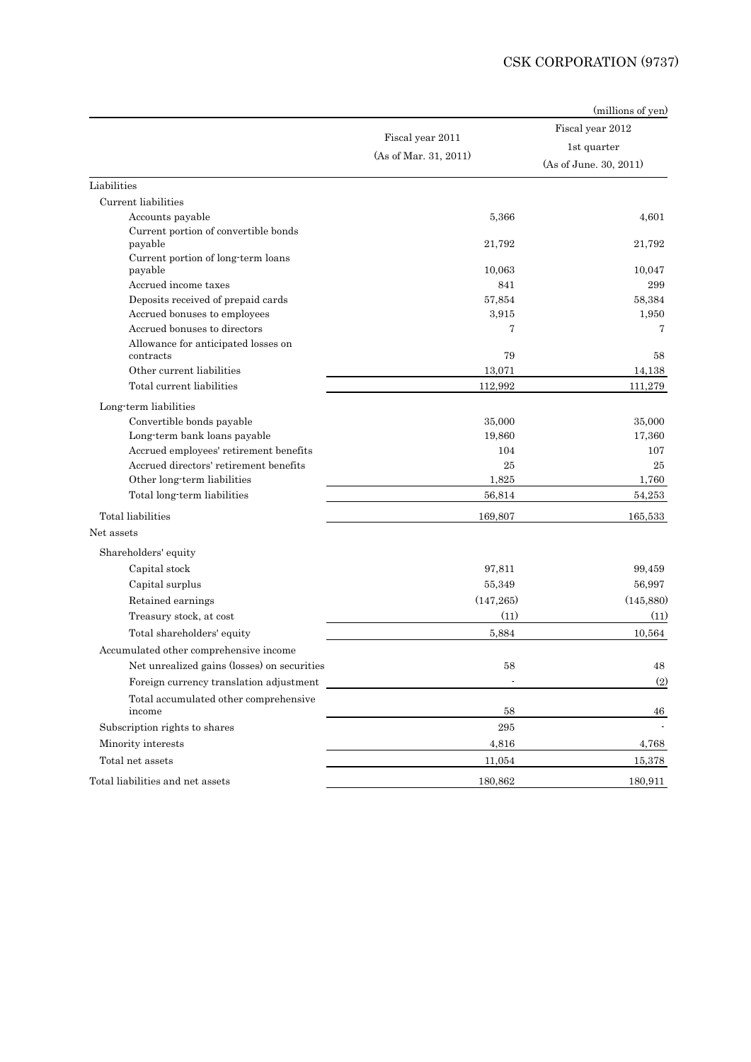(millions of yen)

| | Fiscal year 2011 (As of Mar. 31, 2011) | Fiscal year 2012 1st quarter (As of June. 30, 2011) |
|---|---|---|
| Liabilities | | |
| Current liabilities | | |
| Accounts payable | 5,366 | 4,601 |
| Current portion of convertible bonds payable | 21,792 | 21,792 |
| Current portion of long-term loans payable | 10,063 | 10,047 |
| Accrued income taxes | 841 | 299 |
| Deposits received of prepaid cards | 57,854 | 58,384 |
| Accrued bonuses to employees | 3,915 | 1,950 |
| Accrued bonuses to directors | 7 | 7 |
| Allowance for anticipated losses on contracts | 79 | 58 |
| Other current liabilities | 13,071 | 14,138 |
| Total current liabilities | 112,992 | 111,279 |
| Long-term liabilities | | |
| Convertible bonds payable | 35,000 | 35,000 |
| Long-term bank loans payable | 19,860 | 17,360 |
| Accrued employees' retirement benefits | 104 | 107 |
| Accrued directors' retirement benefits | 25 | 25 |
| Other long-term liabilities | 1,825 | 1,760 |
| Total long-term liabilities | 56,814 | 54,253 |
| Total liabilities | 169,807 | 165,533 |
| Net assets | | |
| Shareholders' equity | | |
| Capital stock | 97,811 | 99,459 |
| Capital surplus | 55,349 | 56,997 |
| Retained earnings | (147,265) | (145,880) |
| Treasury stock, at cost | (11) | (11) |
| Total shareholders' equity | 5,884 | 10,564 |
| Accumulated other comprehensive income | | |
| Net unrealized gains (losses) on securities | 58 | 48 |
| Foreign currency translation adjustment | - | (2) |
| Total accumulated other comprehensive income | 58 | 46 |
| Subscription rights to shares | 295 | - |
| Minority interests | 4,816 | 4,768 |
| Total net assets | 11,054 | 15,378 |
| Total liabilities and net assets | 180,862 | 180,911 |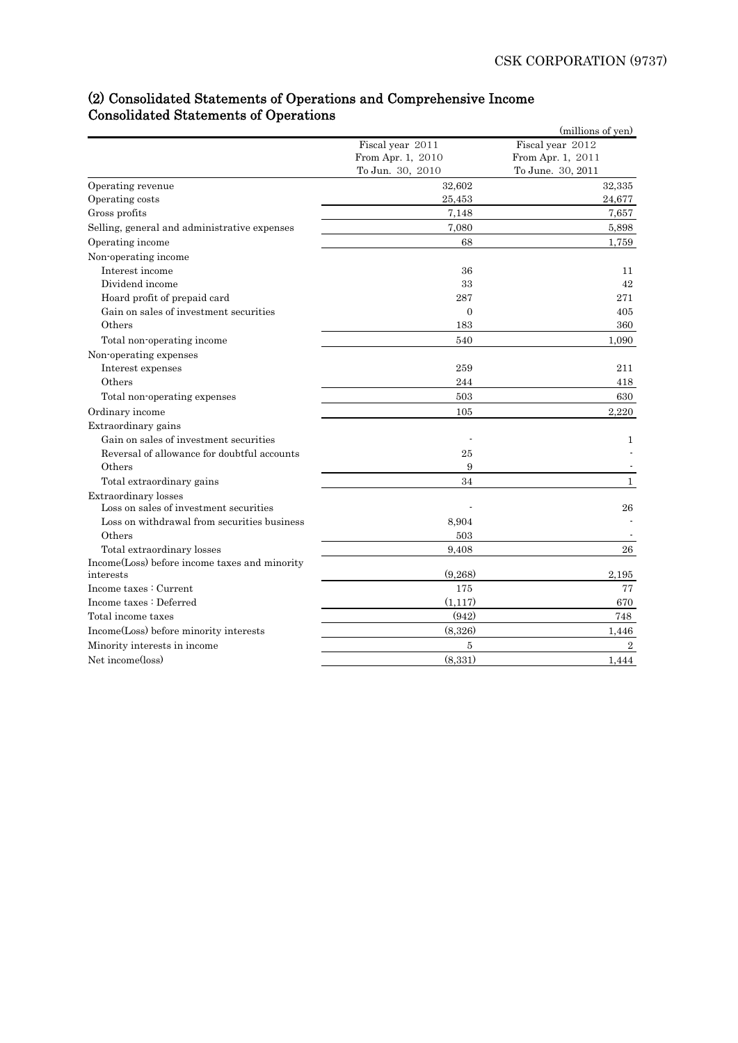## (2) Consolidated Statements of Operations and Comprehensive Income
## Consolidated Statements of Operations

(millions of yen)

| | Fiscal year 2011<br>From Apr. 1, 2010<br>To Jun. 30, 2010 | Fiscal year 2012<br>From Apr. 1, 2011<br>To June. 30, 2011 |
|---|---|---|
| Operating revenue | 32,602 | 32,335 |
| Operating costs | 25,453 | 24,677 |
| Gross profits | 7,148 | 7,657 |
| Selling, general and administrative expenses | 7,080 | 5,898 |
| Operating income | 68 | 1,759 |
| Non-operating income | | |
| Interest income | 36 | 11 |
| Dividend income | 33 | 42 |
| Hoard profit of prepaid card | 287 | 271 |
| Gain on sales of investment securities | 0 | 405 |
| Others | 183 | 360 |
| Total non-operating income | 540 | 1,090 |
| Non-operating expenses | | |
| Interest expenses | 259 | 211 |
| Others | 244 | 418 |
| Total non-operating expenses | 503 | 630 |
| Ordinary income | 105 | 2,220 |
| Extraordinary gains | | |
| Gain on sales of investment securities | - | 1 |
| Reversal of allowance for doubtful accounts | 25 | - |
| Others | 9 | - |
| Total extraordinary gains | 34 | 1 |
| Extraordinary losses | | |
| Loss on sales of investment securities | - | 26 |
| Loss on withdrawal from securities business | 8,904 | - |
| Others | 503 | - |
| Total extraordinary losses | 9,408 | 26 |
| Income(Loss) before income taxes and minority interests | (9,268) | 2,195 |
| Income taxes : Current | 175 | 77 |
| Income taxes : Deferred | (1,117) | 670 |
| Total income taxes | (942) | 748 |
| Income(Loss) before minority interests | (8,326) | 1,446 |
| Minority interests in income | 5 | 2 |
| Net income(loss) | (8,331) | 1,444 |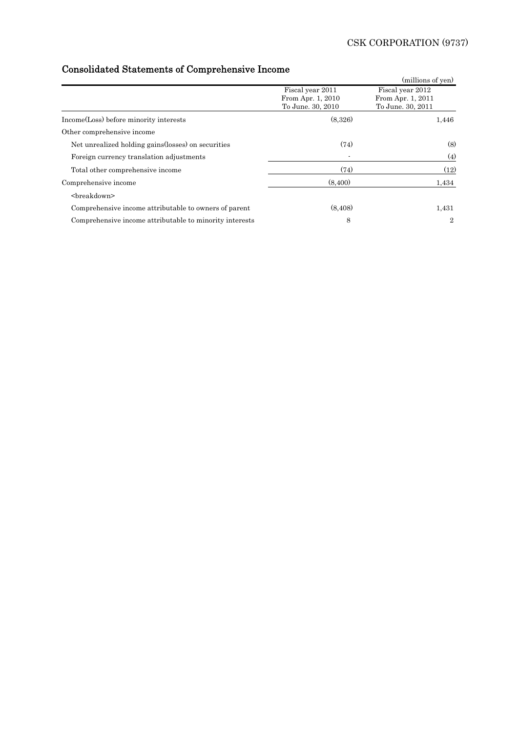# Consolidated Statements of Comprehensive Income

(millions of yen)

| | Fiscal year 2011 From Apr. 1, 2010 To June. 30, 2010 | Fiscal year 2012 From Apr. 1, 2011 To June. 30, 2011 |
|---|---|---|
| Income(Loss) before minority interests | (8,326) | 1,446 |
| Other comprehensive income | | |
| Net unrealized holding gains(losses) on securities | (74) | (8) |
| Foreign currency translation adjustments | - | (4) |
| Total other comprehensive income | (74) | (12) |
| Comprehensive income | (8,400) | 1,434 |
| <breakdown> | | |
| Comprehensive income attributable to owners of parent | (8,408) | 1,431 |
| Comprehensive income attributable to minority interests | 8 | 2 |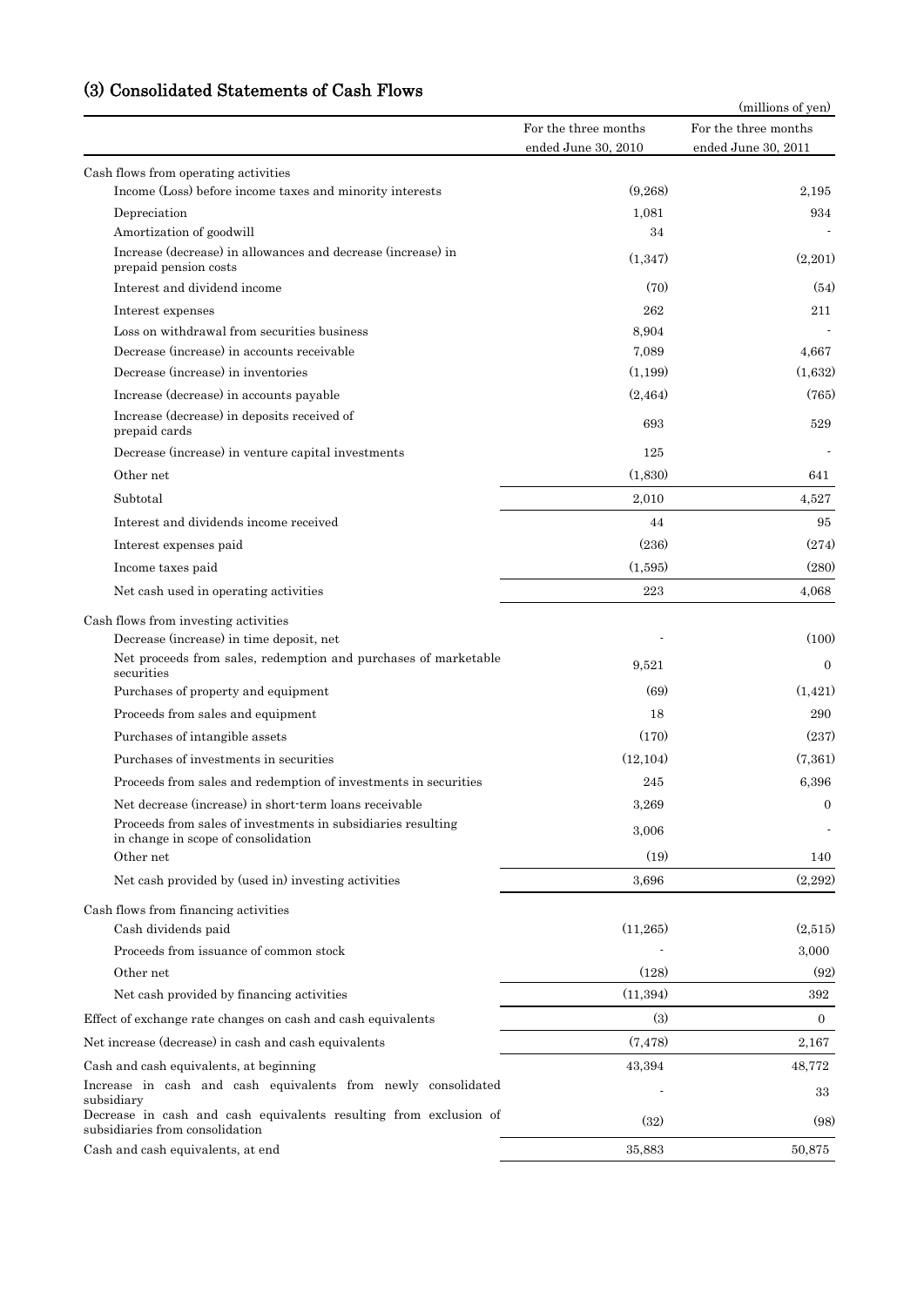## (3) Consolidated Statements of Cash Flows

(millions of yen)

| | For the three months ended June 30, 2010 | For the three months ended June 30, 2011 |
|---|---|---|
| Cash flows from operating activities | | |
| Income (Loss) before income taxes and minority interests | (9,268) | 2,195 |
| Depreciation | 1,081 | 934 |
| Amortization of goodwill | 34 | - |
| Increase (decrease) in allowances and decrease (increase) in prepaid pension costs | (1,347) | (2,201) |
| Interest and dividend income | (70) | (54) |
| Interest expenses | 262 | 211 |
| Loss on withdrawal from securities business | 8,904 | - |
| Decrease (increase) in accounts receivable | 7,089 | 4,667 |
| Decrease (increase) in inventories | (1,199) | (1,632) |
| Increase (decrease) in accounts payable | (2,464) | (765) |
| Increase (decrease) in deposits received of prepaid cards | 693 | 529 |
| Decrease (increase) in venture capital investments | 125 | - |
| Other net | (1,830) | 641 |
| Subtotal | 2,010 | 4,527 |
| Interest and dividends income received | 44 | 95 |
| Interest expenses paid | (236) | (274) |
| Income taxes paid | (1,595) | (280) |
| Net cash used in operating activities | 223 | 4,068 |
| Cash flows from investing activities | | |
| Decrease (increase) in time deposit, net | - | (100) |
| Net proceeds from sales, redemption and purchases of marketable securities | 9,521 | 0 |
| Purchases of property and equipment | (69) | (1,421) |
| Proceeds from sales and equipment | 18 | 290 |
| Purchases of intangible assets | (170) | (237) |
| Purchases of investments in securities | (12,104) | (7,361) |
| Proceeds from sales and redemption of investments in securities | 245 | 6,396 |
| Net decrease (increase) in short-term loans receivable | 3,269 | 0 |
| Proceeds from sales of investments in subsidiaries resulting in change in scope of consolidation | 3,006 | - |
| Other net | (19) | 140 |
| Net cash provided by (used in) investing activities | 3,696 | (2,292) |
| Cash flows from financing activities | | |
| Cash dividends paid | (11,265) | (2,515) |
| Proceeds from issuance of common stock | - | 3,000 |
| Other net | (128) | (92) |
| Net cash provided by financing activities | (11,394) | 392 |
| Effect of exchange rate changes on cash and cash equivalents | (3) | 0 |
| Net increase (decrease) in cash and cash equivalents | (7,478) | 2,167 |
| Cash and cash equivalents, at beginning | 43,394 | 48,772 |
| Increase in cash and cash equivalents from newly consolidated subsidiary | - | 33 |
| Decrease in cash and cash equivalents resulting from exclusion of subsidiaries from consolidation | (32) | (98) |
| Cash and cash equivalents, at end | 35,883 | 50,875 |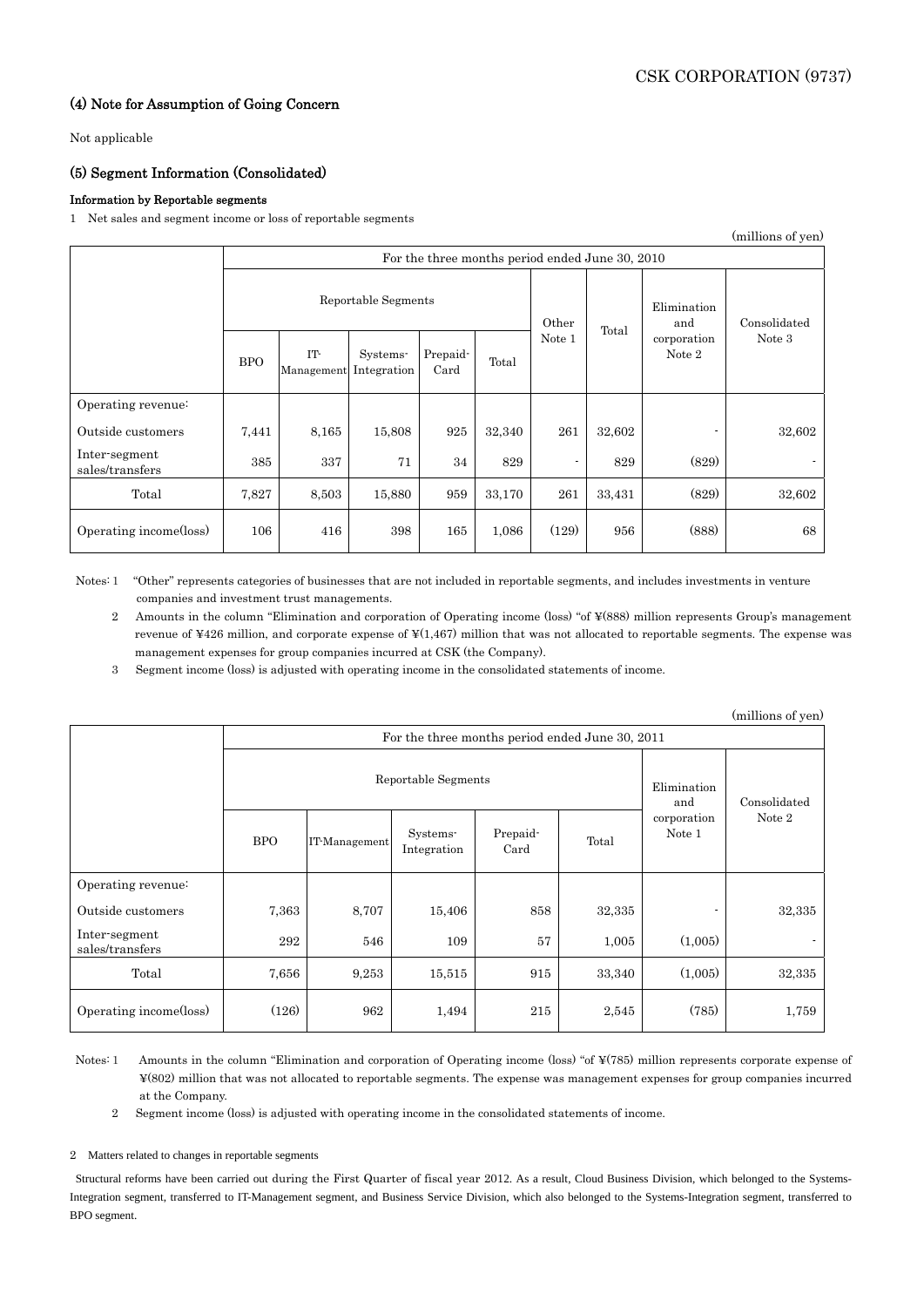### (4) Note for Assumption of Going Concern

Not applicable

### (5) Segment Information (Consolidated)

#### Information by Reportable segments

1 Net sales and segment income or loss of reportable segments

(millions of yen)

| | For the three months period ended June 30, 2010 | | | | | | | | |
|---|---|---|---|---|---|---|---|---|---|
| | Reportable Segments | | | | | Other Note 1 | Total | Elimination and corporation Note 2 | Consolidated Note 3 |
| | BPO | IT-Management | Systems-Integration | Prepaid-Card | Total | | | | |
| Operating revenue: | | | | | | | | | |
| Outside customers | 7,441 | 8,165 | 15,808 | 925 | 32,340 | 261 | 32,602 | - | 32,602 |
| Inter-segment sales/transfers | 385 | 337 | 71 | 34 | 829 | - | 829 | (829) | - |
| Total | 7,827 | 8,503 | 15,880 | 959 | 33,170 | 261 | 33,431 | (829) | 32,602 |
| Operating income(loss) | 106 | 416 | 398 | 165 | 1,086 | (129) | 956 | (888) | 68 |

Notes: 1 "Other" represents categories of businesses that are not included in reportable segments, and includes investments in venture companies and investment trust managements.

2 Amounts in the column "Elimination and corporation of Operating income (loss) "of ¥(888) million represents Group's management revenue of ¥426 million, and corporate expense of ¥(1,467) million that was not allocated to reportable segments. The expense was management expenses for group companies incurred at CSK (the Company).

3 Segment income (loss) is adjusted with operating income in the consolidated statements of income.

(millions of yen)

| | For the three months period ended June 30, 2011 | | | | | | |
|---|---|---|---|---|---|---|---|
| | Reportable Segments | | | | | Elimination and corporation Note 1 | Consolidated Note 2 |
| | BPO | IT-Management | Systems-Integration | Prepaid-Card | Total | | |
| Operating revenue: | | | | | | | |
| Outside customers | 7,363 | 8,707 | 15,406 | 858 | 32,335 | - | 32,335 |
| Inter-segment sales/transfers | 292 | 546 | 109 | 57 | 1,005 | (1,005) | - |
| Total | 7,656 | 9,253 | 15,515 | 915 | 33,340 | (1,005) | 32,335 |
| Operating income(loss) | (126) | 962 | 1,494 | 215 | 2,545 | (785) | 1,759 |

Notes: 1 Amounts in the column "Elimination and corporation of Operating income (loss) "of ¥(785) million represents corporate expense of ¥(802) million that was not allocated to reportable segments. The expense was management expenses for group companies incurred at the Company.

2 Segment income (loss) is adjusted with operating income in the consolidated statements of income.

2 Matters related to changes in reportable segments

Structural reforms have been carried out during the First Quarter of fiscal year 2012. As a result, Cloud Business Division, which belonged to the Systems-Integration segment, transferred to IT-Management segment, and Business Service Division, which also belonged to the Systems-Integration segment, transferred to BPO segment.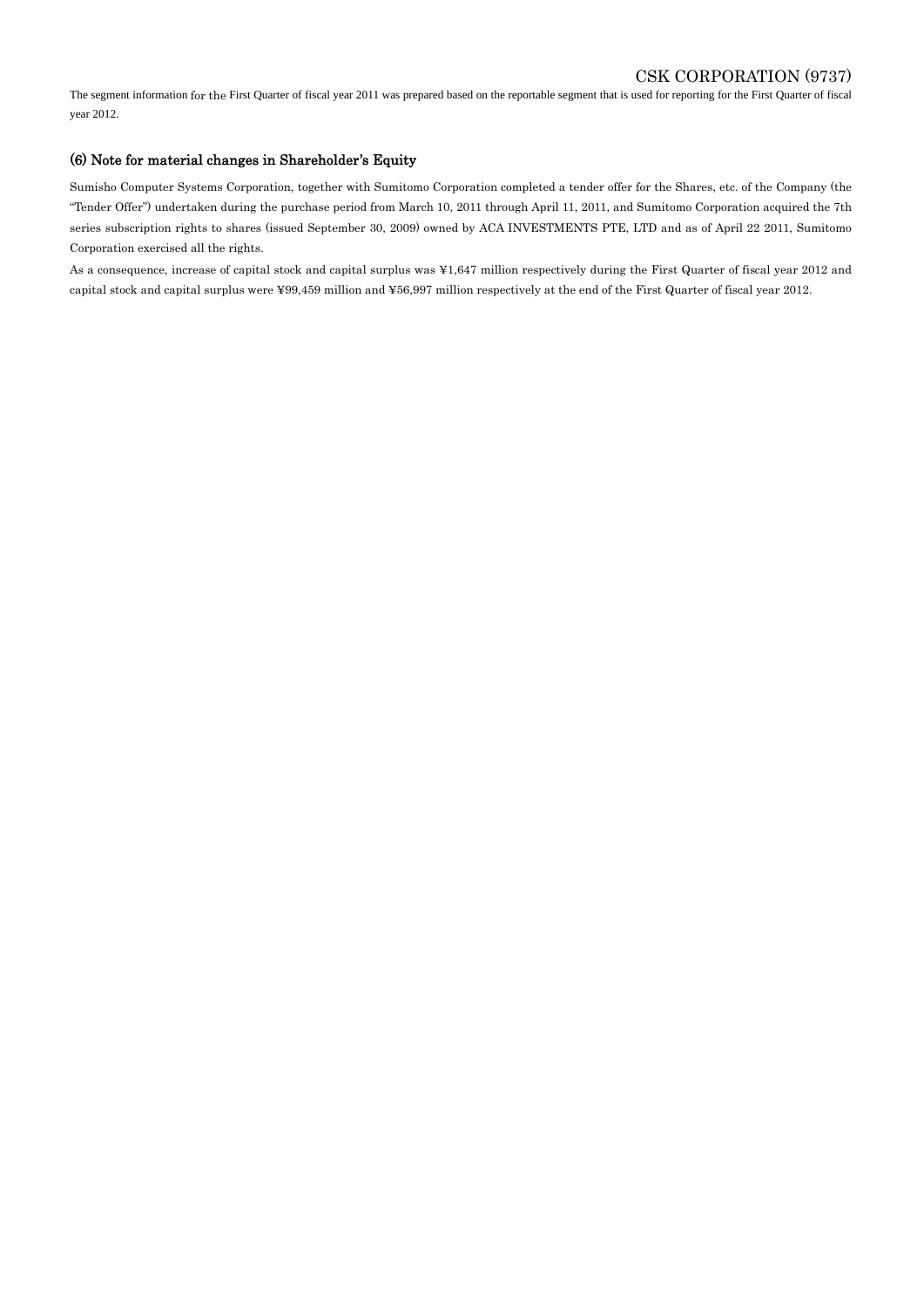The segment information for the First Quarter of fiscal year 2011 was prepared based on the reportable segment that is used for reporting for the First Quarter of fiscal year 2012.

### (6) Note for material changes in Shareholder's Equity

Sumisho Computer Systems Corporation, together with Sumitomo Corporation completed a tender offer for the Shares, etc. of the Company (the "Tender Offer") undertaken during the purchase period from March 10, 2011 through April 11, 2011, and Sumitomo Corporation acquired the 7th series subscription rights to shares (issued September 30, 2009) owned by ACA INVESTMENTS PTE, LTD and as of April 22 2011, Sumitomo Corporation exercised all the rights.

As a consequence, increase of capital stock and capital surplus was ¥1,647 million respectively during the First Quarter of fiscal year 2012 and capital stock and capital surplus were ¥99,459 million and ¥56,997 million respectively at the end of the First Quarter of fiscal year 2012.